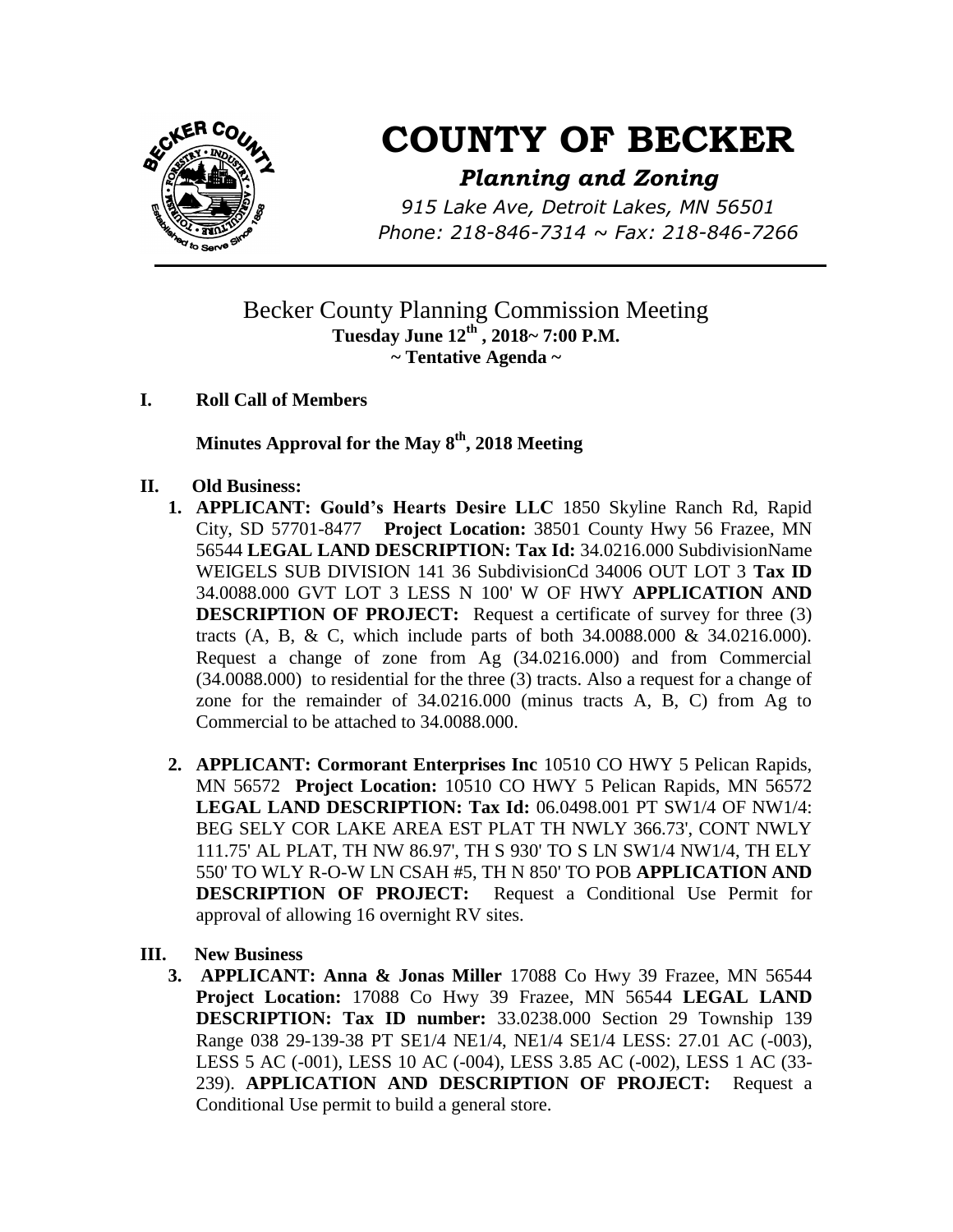# COUNTY OF BECKER

***Planning and Zoning***

*915 Lake Ave, Detroit Lakes, MN 56501*
*Phone: 218-846-7314 ~ Fax: 218-846-7266*

## Becker County Planning Commission Meeting

**Tuesday June 12th , 2018~ 7:00 P.M.**
**~ Tentative Agenda ~**

**I. Roll Call of Members**

**Minutes Approval for the May 8th, 2018 Meeting**

**II. Old Business:**

1. **APPLICANT: Gould's Hearts Desire LLC** 1850 Skyline Ranch Rd, Rapid City, SD 57701-8477 **Project Location:** 38501 County Hwy 56 Frazee, MN 56544 **LEGAL LAND DESCRIPTION: Tax Id:** 34.0216.000 SubdivisionName WEIGELS SUB DIVISION 141 36 SubdivisionCd 34006 OUT LOT 3 **Tax ID** 34.0088.000 GVT LOT 3 LESS N 100' W OF HWY **APPLICATION AND DESCRIPTION OF PROJECT:** Request a certificate of survey for three (3) tracts (A, B, & C, which include parts of both 34.0088.000 & 34.0216.000). Request a change of zone from Ag (34.0216.000) and from Commercial (34.0088.000) to residential for the three (3) tracts. Also a request for a change of zone for the remainder of 34.0216.000 (minus tracts A, B, C) from Ag to Commercial to be attached to 34.0088.000.

2. **APPLICANT: Cormorant Enterprises Inc** 10510 CO HWY 5 Pelican Rapids, MN 56572 **Project Location:** 10510 CO HWY 5 Pelican Rapids, MN 56572 **LEGAL LAND DESCRIPTION: Tax Id:** 06.0498.001 PT SW1/4 OF NW1/4: BEG SELY COR LAKE AREA EST PLAT TH NWLY 366.73', CONT NWLY 111.75' AL PLAT, TH NW 86.97', TH S 930' TO S LN SW1/4 NW1/4, TH ELY 550' TO WLY R-O-W LN CSAH #5, TH N 850' TO POB **APPLICATION AND DESCRIPTION OF PROJECT:** Request a Conditional Use Permit for approval of allowing 16 overnight RV sites.

**III. New Business**

3. **APPLICANT: Anna & Jonas Miller** 17088 Co Hwy 39 Frazee, MN 56544 **Project Location:** 17088 Co Hwy 39 Frazee, MN 56544 **LEGAL LAND DESCRIPTION: Tax ID number:** 33.0238.000 Section 29 Township 139 Range 038 29-139-38 PT SE1/4 NE1/4, NE1/4 SE1/4 LESS: 27.01 AC (-003), LESS 5 AC (-001), LESS 10 AC (-004), LESS 3.85 AC (-002), LESS 1 AC (33-239). **APPLICATION AND DESCRIPTION OF PROJECT:** Request a Conditional Use permit to build a general store.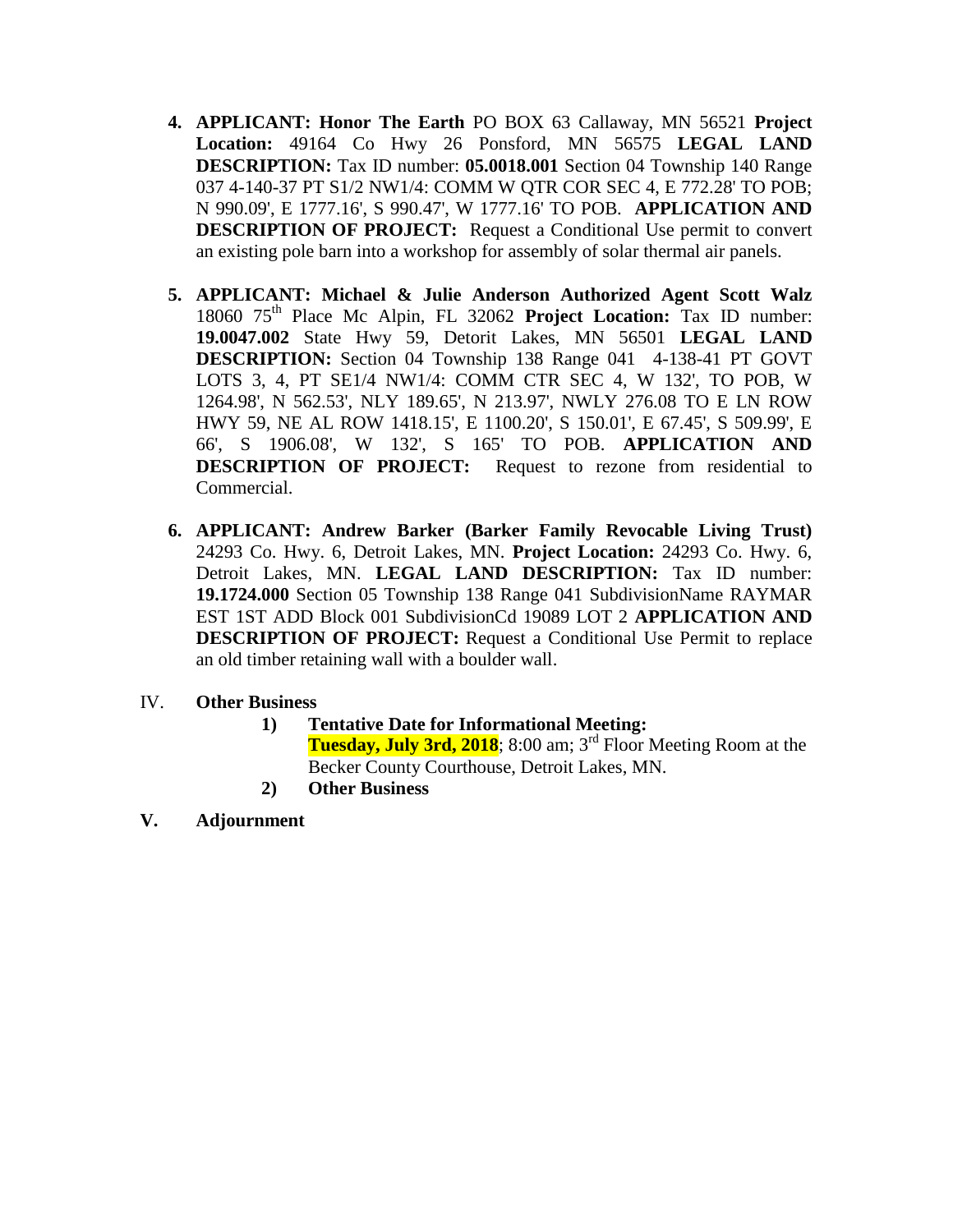4. **APPLICANT: Honor The Earth** PO BOX 63 Callaway, MN 56521 **Project Location:** 49164 Co Hwy 26 Ponsford, MN 56575 **LEGAL LAND DESCRIPTION:** Tax ID number: **05.0018.001** Section 04 Township 140 Range 037 4-140-37 PT S1/2 NW1/4: COMM W QTR COR SEC 4, E 772.28' TO POB; N 990.09', E 1777.16', S 990.47', W 1777.16' TO POB. **APPLICATION AND DESCRIPTION OF PROJECT:** Request a Conditional Use permit to convert an existing pole barn into a workshop for assembly of solar thermal air panels.

5. **APPLICANT: Michael & Julie Anderson Authorized Agent Scott Walz** 18060 75th Place Mc Alpin, FL 32062 **Project Location:** Tax ID number: **19.0047.002** State Hwy 59, Detorit Lakes, MN 56501 **LEGAL LAND DESCRIPTION:** Section 04 Township 138 Range 041 4-138-41 PT GOVT LOTS 3, 4, PT SE1/4 NW1/4: COMM CTR SEC 4, W 132', TO POB, W 1264.98', N 562.53', NLY 189.65', N 213.97', NWLY 276.08 TO E LN ROW HWY 59, NE AL ROW 1418.15', E 1100.20', S 150.01', E 67.45', S 509.99', E 66', S 1906.08', W 132', S 165' TO POB. **APPLICATION AND DESCRIPTION OF PROJECT:** Request to rezone from residential to Commercial.

6. **APPLICANT: Andrew Barker (Barker Family Revocable Living Trust)** 24293 Co. Hwy. 6, Detroit Lakes, MN. **Project Location:** 24293 Co. Hwy. 6, Detroit Lakes, MN. **LEGAL LAND DESCRIPTION:** Tax ID number: **19.1724.000** Section 05 Township 138 Range 041 SubdivisionName RAYMAR EST 1ST ADD Block 001 SubdivisionCd 19089 LOT 2 **APPLICATION AND DESCRIPTION OF PROJECT:** Request a Conditional Use Permit to replace an old timber retaining wall with a boulder wall.

IV. **Other Business**

1) **Tentative Date for Informational Meeting:** **Tuesday, July 3rd, 2018**; 8:00 am; 3rd Floor Meeting Room at the Becker County Courthouse, Detroit Lakes, MN.
2) **Other Business**

**V. Adjournment**